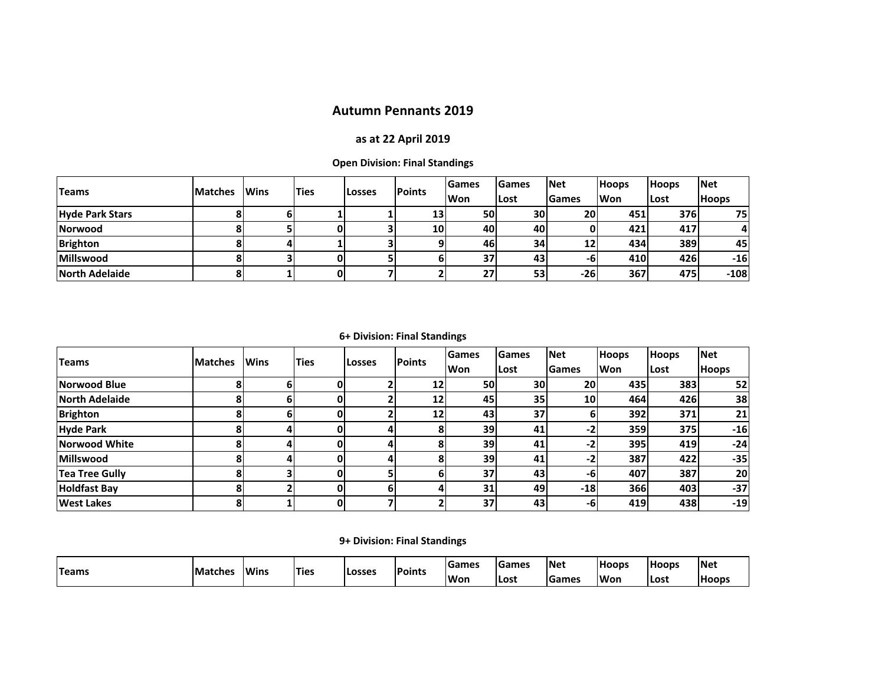# Autumn Pennants 2019

### as at 22 April 2019

### Open Division: Final Standings

| Teams | Matches | Wins | Ties | Losses | Points | Games Won | Games Lost | Net Games | Hoops Won | Hoops Lost | Net Hoops |
|---|---|---|---|---|---|---|---|---|---|---|---|
| Hyde Park Stars | 8 | 6 | 1 | 1 | 13 | 50 | 30 | 20 | 451 | 376 | 75 |
| Norwood | 8 | 5 | 0 | 3 | 10 | 40 | 40 | 0 | 421 | 417 | 4 |
| Brighton | 8 | 4 | 1 | 3 | 9 | 46 | 34 | 12 | 434 | 389 | 45 |
| Millswood | 8 | 3 | 0 | 5 | 6 | 37 | 43 | -6 | 410 | 426 | -16 |
| North Adelaide | 8 | 1 | 0 | 7 | 2 | 27 | 53 | -26 | 367 | 475 | -108 |

### 6+ Division: Final Standings

| Teams | Matches | Wins | Ties | Losses | Points | Games Won | Games Lost | Net Games | Hoops Won | Hoops Lost | Net Hoops |
|---|---|---|---|---|---|---|---|---|---|---|---|
| Norwood Blue | 8 | 6 | 0 | 2 | 12 | 50 | 30 | 20 | 435 | 383 | 52 |
| North Adelaide | 8 | 6 | 0 | 2 | 12 | 45 | 35 | 10 | 464 | 426 | 38 |
| Brighton | 8 | 6 | 0 | 2 | 12 | 43 | 37 | 6 | 392 | 371 | 21 |
| Hyde Park | 8 | 4 | 0 | 4 | 8 | 39 | 41 | -2 | 359 | 375 | -16 |
| Norwood White | 8 | 4 | 0 | 4 | 8 | 39 | 41 | -2 | 395 | 419 | -24 |
| Millswood | 8 | 4 | 0 | 4 | 8 | 39 | 41 | -2 | 387 | 422 | -35 |
| Tea Tree Gully | 8 | 3 | 0 | 5 | 6 | 37 | 43 | -6 | 407 | 387 | 20 |
| Holdfast Bay | 8 | 2 | 0 | 6 | 4 | 31 | 49 | -18 | 366 | 403 | -37 |
| West Lakes | 8 | 1 | 0 | 7 | 2 | 37 | 43 | -6 | 419 | 438 | -19 |

### 9+ Division: Final Standings

| Teams | Matches | Wins | Ties | Losses | Points | Games Won | Games Lost | Net Games | Hoops Won | Hoops Lost | Net Hoops |
|---|---|---|---|---|---|---|---|---|---|---|---|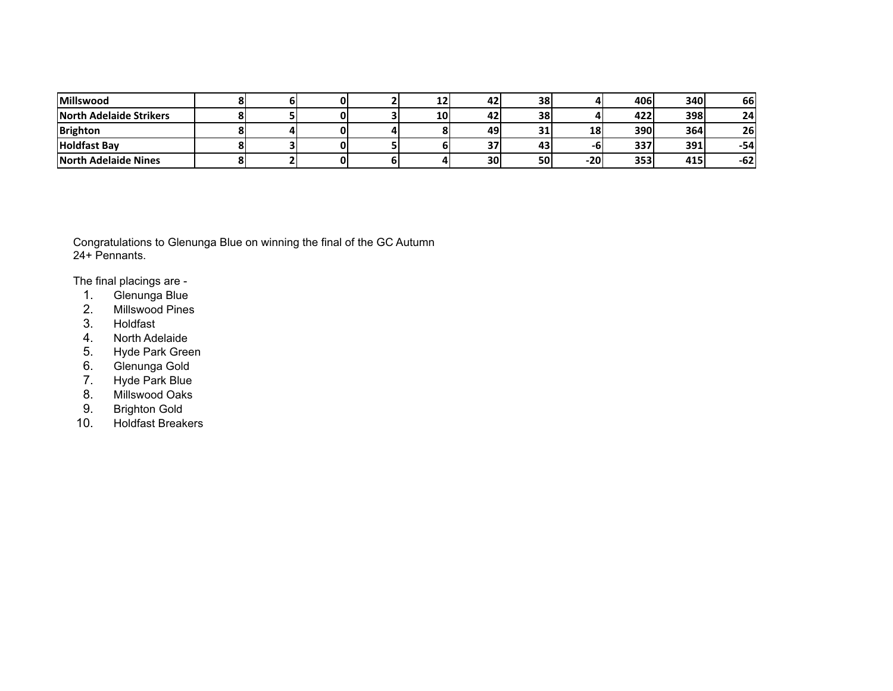| | | | | | | | | | | | |
|---|---|---|---|---|---|---|---|---|---|---|---|
| **Millswood** | **8** | **6** | **0** | **2** | **12** | **42** | **38** | **4** | **406** | **340** | **66** |
| **North Adelaide Strikers** | **8** | **5** | **0** | **3** | **10** | **42** | **38** | **4** | **422** | **398** | **24** |
| **Brighton** | **8** | **4** | **0** | **4** | **8** | **49** | **31** | **18** | **390** | **364** | **26** |
| **Holdfast Bay** | **8** | **3** | **0** | **5** | **6** | **37** | **43** | **-6** | **337** | **391** | **-54** |
| **North Adelaide Nines** | **8** | **2** | **0** | **6** | **4** | **30** | **50** | **-20** | **353** | **415** | **-62** |

Congratulations to Glenunga Blue on winning the final of the GC Autumn 24+ Pennants.

The final placings are -

1. Glenunga Blue
2. Millswood Pines
3. Holdfast
4. North Adelaide
5. Hyde Park Green
6. Glenunga Gold
7. Hyde Park Blue
8. Millswood Oaks
9. Brighton Gold
10. Holdfast Breakers